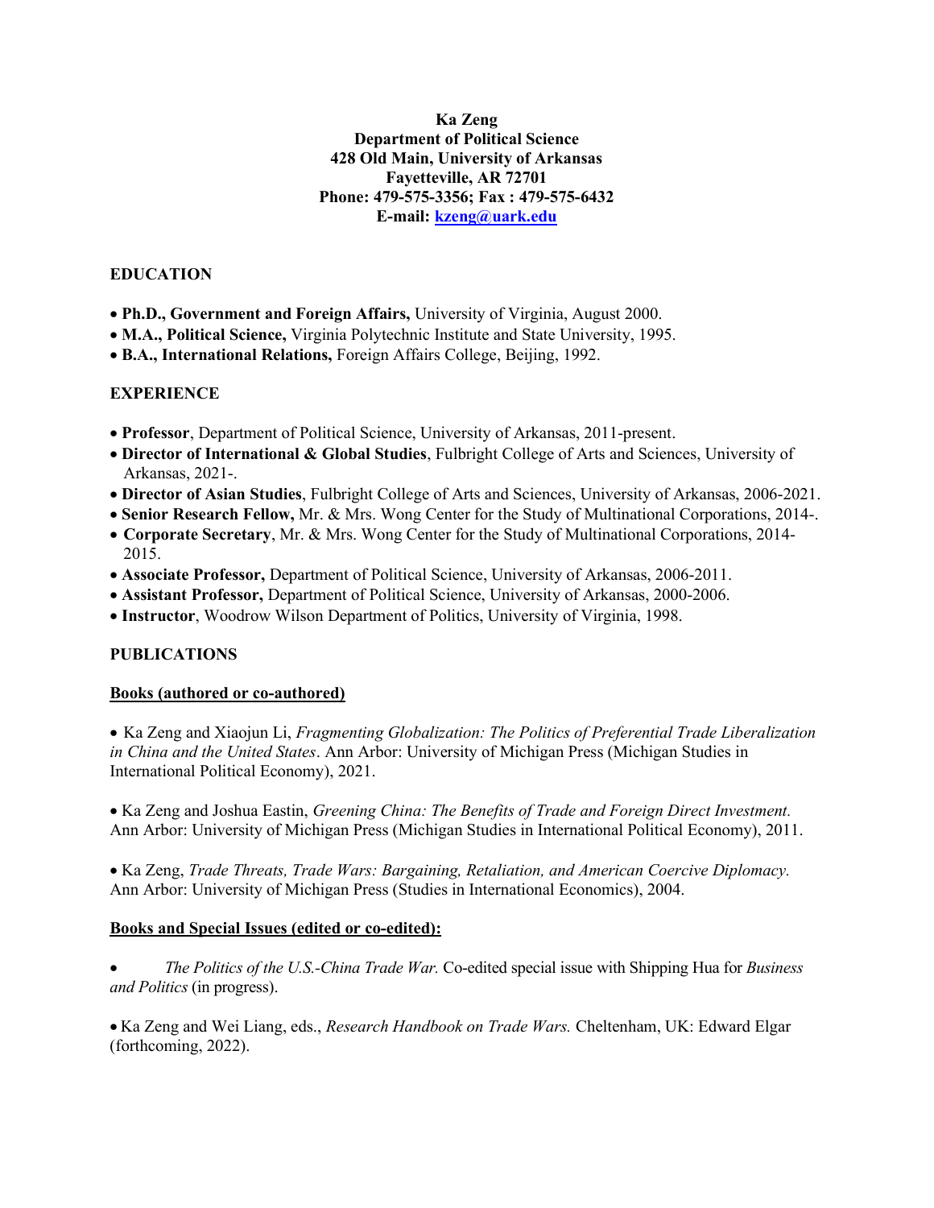**Ka Zeng**
**Department of Political Science**
**428 Old Main, University of Arkansas**
**Fayetteville, AR 72701**
**Phone: 479-575-3356; Fax : 479-575-6432**
**E-mail: [kzeng@uark.edu](mailto:kzeng@uark.edu)**

## EDUCATION

- **Ph.D., Government and Foreign Affairs,** University of Virginia, August 2000.
- **M.A., Political Science,** Virginia Polytechnic Institute and State University, 1995.
- **B.A., International Relations,** Foreign Affairs College, Beijing, 1992.

## EXPERIENCE

- **Professor**, Department of Political Science, University of Arkansas, 2011-present.
- **Director of International & Global Studies**, Fulbright College of Arts and Sciences, University of Arkansas, 2021-.
- **Director of Asian Studies**, Fulbright College of Arts and Sciences, University of Arkansas, 2006-2021.
- **Senior Research Fellow,** Mr. & Mrs. Wong Center for the Study of Multinational Corporations, 2014-.
- **Corporate Secretary**, Mr. & Mrs. Wong Center for the Study of Multinational Corporations, 2014-2015.
- **Associate Professor,** Department of Political Science, University of Arkansas, 2006-2011.
- **Assistant Professor,** Department of Political Science, University of Arkansas, 2000-2006.
- **Instructor**, Woodrow Wilson Department of Politics, University of Virginia, 1998.

## PUBLICATIONS

### Books (authored or co-authored)

- Ka Zeng and Xiaojun Li, *Fragmenting Globalization: The Politics of Preferential Trade Liberalization in China and the United States*. Ann Arbor: University of Michigan Press (Michigan Studies in International Political Economy), 2021.

- Ka Zeng and Joshua Eastin, *Greening China: The Benefits of Trade and Foreign Direct Investment.* Ann Arbor: University of Michigan Press (Michigan Studies in International Political Economy), 2011.

- Ka Zeng, *Trade Threats, Trade Wars: Bargaining, Retaliation, and American Coercive Diplomacy.* Ann Arbor: University of Michigan Press (Studies in International Economics), 2004.

### Books and Special Issues (edited or co-edited):

- *The Politics of the U.S.-China Trade War.* Co-edited special issue with Shipping Hua for *Business and Politics* (in progress).

- Ka Zeng and Wei Liang, eds., *Research Handbook on Trade Wars.* Cheltenham, UK: Edward Elgar (forthcoming, 2022).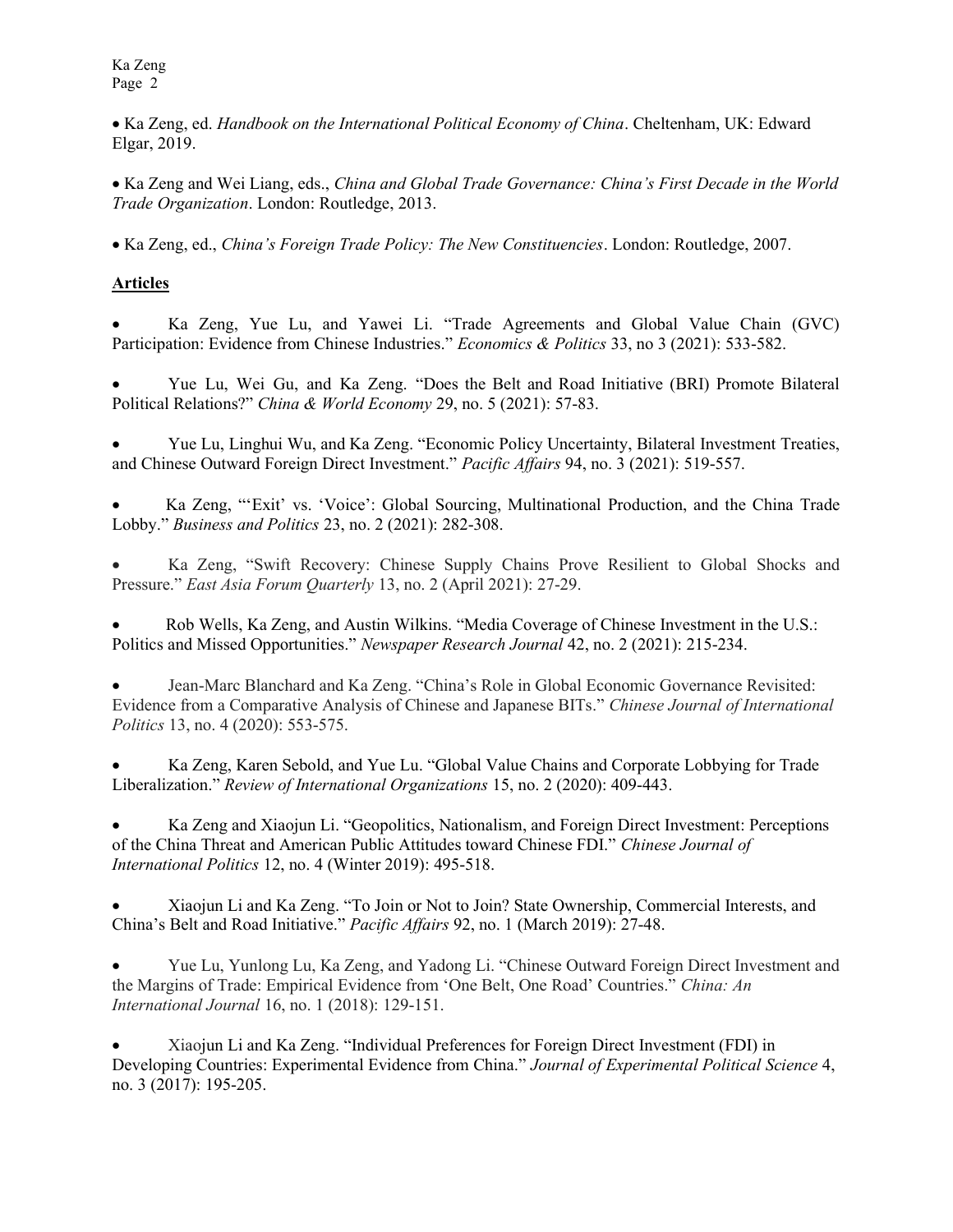- Ka Zeng, ed. *Handbook on the International Political Economy of China*. Cheltenham, UK: Edward Elgar, 2019.

- Ka Zeng and Wei Liang, eds., *China and Global Trade Governance: China's First Decade in the World Trade Organization*. London: Routledge, 2013.

- Ka Zeng, ed., *China's Foreign Trade Policy: The New Constituencies*. London: Routledge, 2007.

## **Articles**

- Ka Zeng, Yue Lu, and Yawei Li. "Trade Agreements and Global Value Chain (GVC) Participation: Evidence from Chinese Industries." *Economics & Politics* 33, no 3 (2021): 533-582.

- Yue Lu, Wei Gu, and Ka Zeng. "Does the Belt and Road Initiative (BRI) Promote Bilateral Political Relations?" *China & World Economy* 29, no. 5 (2021): 57-83.

- Yue Lu, Linghui Wu, and Ka Zeng. "Economic Policy Uncertainty, Bilateral Investment Treaties, and Chinese Outward Foreign Direct Investment." *Pacific Affairs* 94, no. 3 (2021): 519-557.

- Ka Zeng, "'Exit' vs. 'Voice': Global Sourcing, Multinational Production, and the China Trade Lobby." *Business and Politics* 23, no. 2 (2021): 282-308.

- Ka Zeng, "Swift Recovery: Chinese Supply Chains Prove Resilient to Global Shocks and Pressure." *East Asia Forum Quarterly* 13, no. 2 (April 2021): 27-29.

- Rob Wells, Ka Zeng, and Austin Wilkins. "Media Coverage of Chinese Investment in the U.S.: Politics and Missed Opportunities." *Newspaper Research Journal* 42, no. 2 (2021): 215-234.

- Jean-Marc Blanchard and Ka Zeng. "China's Role in Global Economic Governance Revisited: Evidence from a Comparative Analysis of Chinese and Japanese BITs." *Chinese Journal of International Politics* 13, no. 4 (2020): 553-575.

- Ka Zeng, Karen Sebold, and Yue Lu. "Global Value Chains and Corporate Lobbying for Trade Liberalization." *Review of International Organizations* 15, no. 2 (2020): 409-443.

- Ka Zeng and Xiaojun Li. "Geopolitics, Nationalism, and Foreign Direct Investment: Perceptions of the China Threat and American Public Attitudes toward Chinese FDI." *Chinese Journal of International Politics* 12, no. 4 (Winter 2019): 495-518.

- Xiaojun Li and Ka Zeng. "To Join or Not to Join? State Ownership, Commercial Interests, and China's Belt and Road Initiative." *Pacific Affairs* 92, no. 1 (March 2019): 27-48.

- Yue Lu, Yunlong Lu, Ka Zeng, and Yadong Li. "Chinese Outward Foreign Direct Investment and the Margins of Trade: Empirical Evidence from 'One Belt, One Road' Countries." *China: An International Journal* 16, no. 1 (2018): 129-151.

- Xiaojun Li and Ka Zeng. "Individual Preferences for Foreign Direct Investment (FDI) in Developing Countries: Experimental Evidence from China." *Journal of Experimental Political Science* 4, no. 3 (2017): 195-205.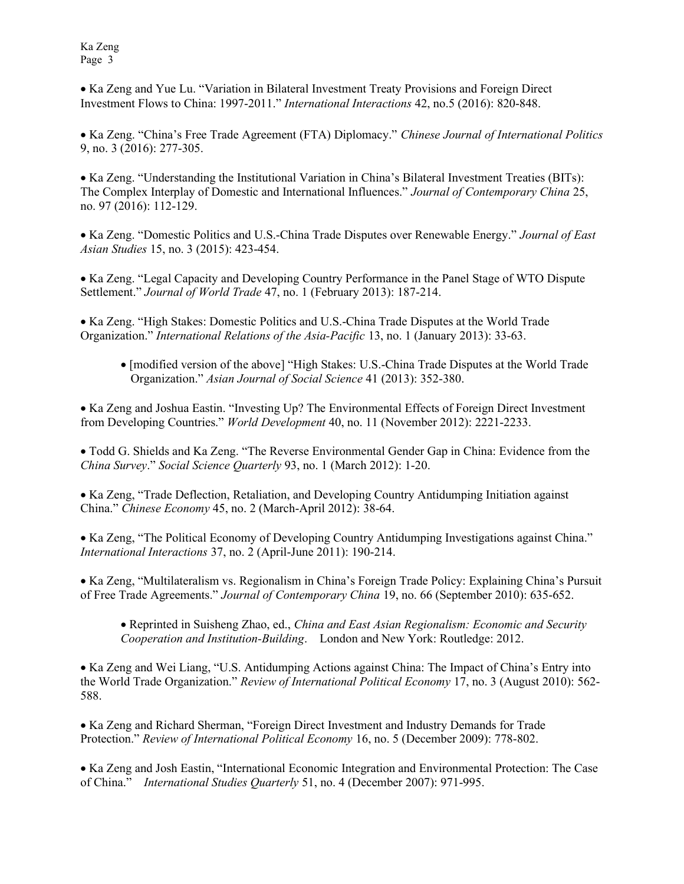- Ka Zeng and Yue Lu. "Variation in Bilateral Investment Treaty Provisions and Foreign Direct Investment Flows to China: 1997-2011." *International Interactions* 42, no.5 (2016): 820-848.

- Ka Zeng. "China's Free Trade Agreement (FTA) Diplomacy." *Chinese Journal of International Politics* 9, no. 3 (2016): 277-305.

- Ka Zeng. "Understanding the Institutional Variation in China's Bilateral Investment Treaties (BITs): The Complex Interplay of Domestic and International Influences." *Journal of Contemporary China* 25, no. 97 (2016): 112-129.

- Ka Zeng. "Domestic Politics and U.S.-China Trade Disputes over Renewable Energy." *Journal of East Asian Studies* 15, no. 3 (2015): 423-454.

- Ka Zeng. "Legal Capacity and Developing Country Performance in the Panel Stage of WTO Dispute Settlement." *Journal of World Trade* 47, no. 1 (February 2013): 187-214.

- Ka Zeng. "High Stakes: Domestic Politics and U.S.-China Trade Disputes at the World Trade Organization." *International Relations of the Asia-Pacific* 13, no. 1 (January 2013): 33-63.

    - [modified version of the above] "High Stakes: U.S.-China Trade Disputes at the World Trade Organization." *Asian Journal of Social Science* 41 (2013): 352-380.

- Ka Zeng and Joshua Eastin. "Investing Up? The Environmental Effects of Foreign Direct Investment from Developing Countries." *World Development* 40, no. 11 (November 2012): 2221-2233.

- Todd G. Shields and Ka Zeng. "The Reverse Environmental Gender Gap in China: Evidence from the *China Survey*." *Social Science Quarterly* 93, no. 1 (March 2012): 1-20.

- Ka Zeng, "Trade Deflection, Retaliation, and Developing Country Antidumping Initiation against China." *Chinese Economy* 45, no. 2 (March-April 2012): 38-64.

- Ka Zeng, "The Political Economy of Developing Country Antidumping Investigations against China." *International Interactions* 37, no. 2 (April-June 2011): 190-214.

- Ka Zeng, "Multilateralism vs. Regionalism in China's Foreign Trade Policy: Explaining China's Pursuit of Free Trade Agreements." *Journal of Contemporary China* 19, no. 66 (September 2010): 635-652.

    - Reprinted in Suisheng Zhao, ed., *China and East Asian Regionalism: Economic and Security Cooperation and Institution-Building*. London and New York: Routledge: 2012.

- Ka Zeng and Wei Liang, "U.S. Antidumping Actions against China: The Impact of China's Entry into the World Trade Organization." *Review of International Political Economy* 17, no. 3 (August 2010): 562-588.

- Ka Zeng and Richard Sherman, "Foreign Direct Investment and Industry Demands for Trade Protection." *Review of International Political Economy* 16, no. 5 (December 2009): 778-802.

- Ka Zeng and Josh Eastin, "International Economic Integration and Environmental Protection: The Case of China." *International Studies Quarterly* 51, no. 4 (December 2007): 971-995.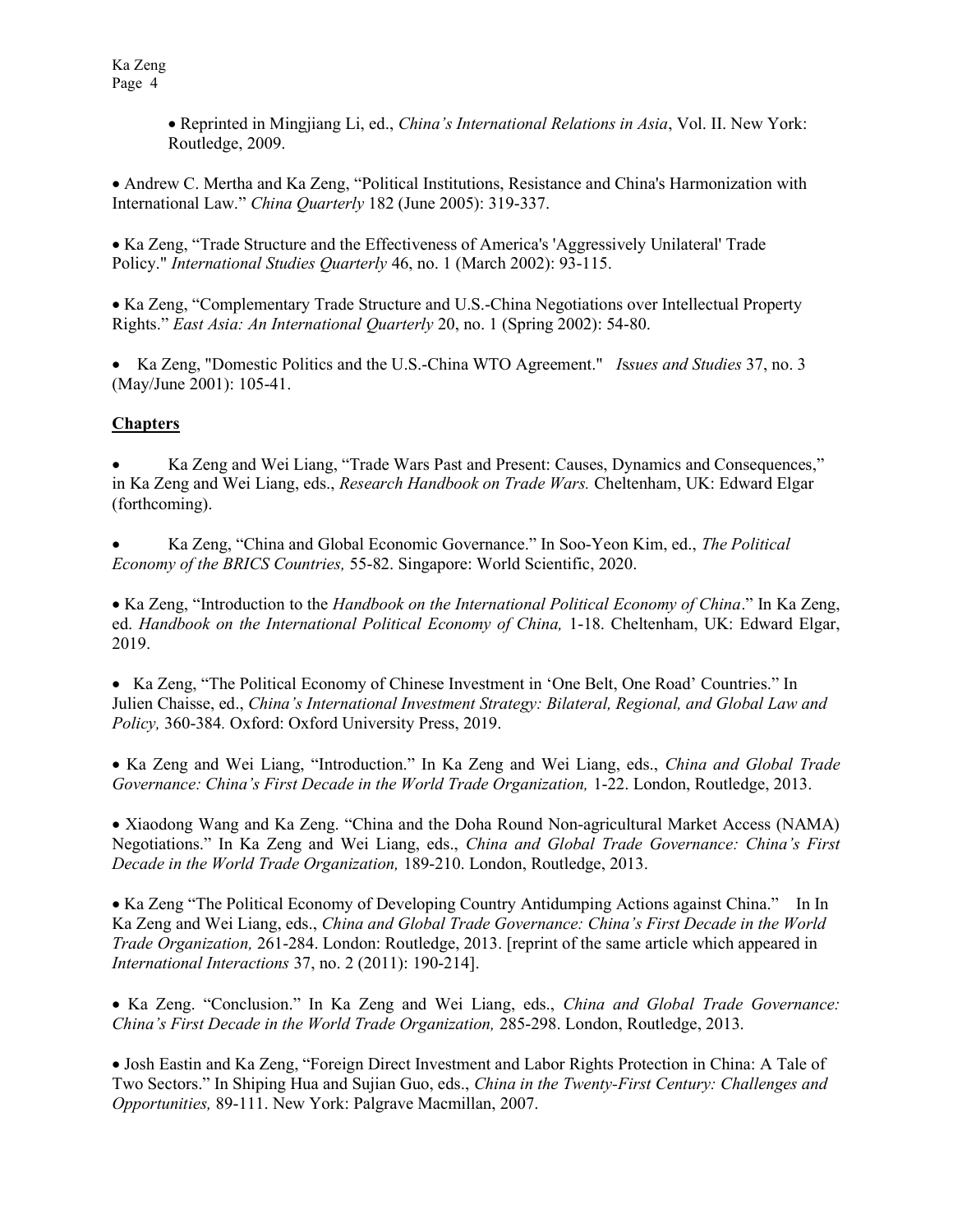- Reprinted in Mingjiang Li, ed., *China's International Relations in Asia*, Vol. II. New York: Routledge, 2009.

- Andrew C. Mertha and Ka Zeng, "Political Institutions, Resistance and China's Harmonization with International Law." *China Quarterly* 182 (June 2005): 319-337.

- Ka Zeng, "Trade Structure and the Effectiveness of America's 'Aggressively Unilateral' Trade Policy." *International Studies Quarterly* 46, no. 1 (March 2002): 93-115.

- Ka Zeng, "Complementary Trade Structure and U.S.-China Negotiations over Intellectual Property Rights." *East Asia: An International Quarterly* 20, no. 1 (Spring 2002): 54-80.

- Ka Zeng, "Domestic Politics and the U.S.-China WTO Agreement." *Issues and Studies* 37, no. 3 (May/June 2001): 105-41.

## Chapters

- Ka Zeng and Wei Liang, "Trade Wars Past and Present: Causes, Dynamics and Consequences," in Ka Zeng and Wei Liang, eds., *Research Handbook on Trade Wars.* Cheltenham, UK: Edward Elgar (forthcoming).

- Ka Zeng, "China and Global Economic Governance." In Soo-Yeon Kim, ed., *The Political Economy of the BRICS Countries,* 55-82. Singapore: World Scientific, 2020.

- Ka Zeng, "Introduction to the *Handbook on the International Political Economy of China*." In Ka Zeng, ed. *Handbook on the International Political Economy of China,* 1-18. Cheltenham, UK: Edward Elgar, 2019.

- Ka Zeng, "The Political Economy of Chinese Investment in 'One Belt, One Road' Countries." In Julien Chaisse, ed., *China's International Investment Strategy: Bilateral, Regional, and Global Law and Policy,* 360-384. Oxford: Oxford University Press, 2019.

- Ka Zeng and Wei Liang, "Introduction." In Ka Zeng and Wei Liang, eds., *China and Global Trade Governance: China's First Decade in the World Trade Organization,* 1-22. London, Routledge, 2013.

- Xiaodong Wang and Ka Zeng. "China and the Doha Round Non-agricultural Market Access (NAMA) Negotiations." In Ka Zeng and Wei Liang, eds., *China and Global Trade Governance: China's First Decade in the World Trade Organization,* 189-210. London, Routledge, 2013.

- Ka Zeng "The Political Economy of Developing Country Antidumping Actions against China." In In Ka Zeng and Wei Liang, eds., *China and Global Trade Governance: China's First Decade in the World Trade Organization,* 261-284. London: Routledge, 2013. [reprint of the same article which appeared in *International Interactions* 37, no. 2 (2011): 190-214].

- Ka Zeng. "Conclusion." In Ka Zeng and Wei Liang, eds., *China and Global Trade Governance: China's First Decade in the World Trade Organization,* 285-298. London, Routledge, 2013.

- Josh Eastin and Ka Zeng, "Foreign Direct Investment and Labor Rights Protection in China: A Tale of Two Sectors." In Shiping Hua and Sujian Guo, eds., *China in the Twenty-First Century: Challenges and Opportunities,* 89-111. New York: Palgrave Macmillan, 2007.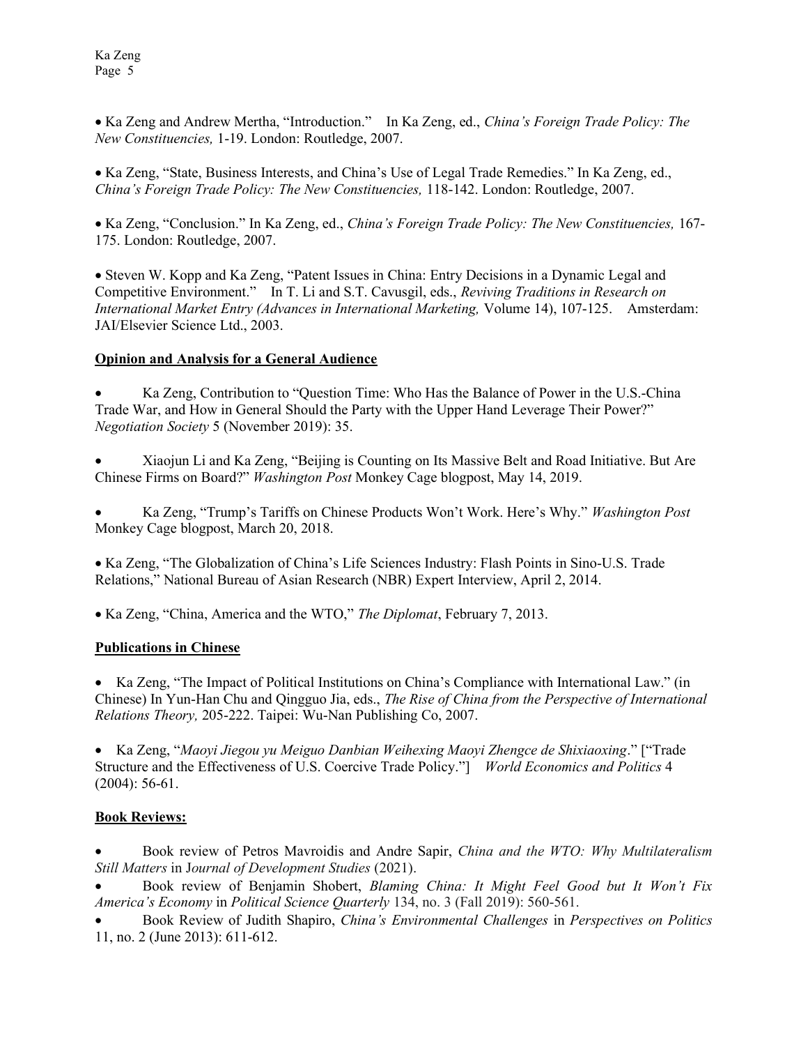- Ka Zeng and Andrew Mertha, "Introduction." In Ka Zeng, ed., *China's Foreign Trade Policy: The New Constituencies,* 1-19. London: Routledge, 2007.

- Ka Zeng, "State, Business Interests, and China's Use of Legal Trade Remedies." In Ka Zeng, ed., *China's Foreign Trade Policy: The New Constituencies,* 118-142. London: Routledge, 2007.

- Ka Zeng, "Conclusion." In Ka Zeng, ed., *China's Foreign Trade Policy: The New Constituencies,* 167-175. London: Routledge, 2007.

- Steven W. Kopp and Ka Zeng, "Patent Issues in China: Entry Decisions in a Dynamic Legal and Competitive Environment." In T. Li and S.T. Cavusgil, eds., *Reviving Traditions in Research on International Market Entry (Advances in International Marketing,* Volume 14), 107-125. Amsterdam: JAI/Elsevier Science Ltd., 2003.

**Opinion and Analysis for a General Audience**

- Ka Zeng, Contribution to "Question Time: Who Has the Balance of Power in the U.S.-China Trade War, and How in General Should the Party with the Upper Hand Leverage Their Power?" *Negotiation Society* 5 (November 2019): 35.

- Xiaojun Li and Ka Zeng, "Beijing is Counting on Its Massive Belt and Road Initiative. But Are Chinese Firms on Board?" *Washington Post* Monkey Cage blogpost, May 14, 2019.

- Ka Zeng, "Trump's Tariffs on Chinese Products Won't Work. Here's Why." *Washington Post* Monkey Cage blogpost, March 20, 2018.

- Ka Zeng, "The Globalization of China's Life Sciences Industry: Flash Points in Sino-U.S. Trade Relations," National Bureau of Asian Research (NBR) Expert Interview, April 2, 2014.

- Ka Zeng, "China, America and the WTO," *The Diplomat*, February 7, 2013.

**Publications in Chinese**

- Ka Zeng, "The Impact of Political Institutions on China's Compliance with International Law." (in Chinese) In Yun-Han Chu and Qingguo Jia, eds., *The Rise of China from the Perspective of International Relations Theory,* 205-222. Taipei: Wu-Nan Publishing Co, 2007.

- Ka Zeng, "*Maoyi Jiegou yu Meiguo Danbian Weihexing Maoyi Zhengce de Shixiaoxing*." ["Trade Structure and the Effectiveness of U.S. Coercive Trade Policy."] *World Economics and Politics* 4 (2004): 56-61.

**Book Reviews:**

- Book review of Petros Mavroidis and Andre Sapir, *China and the WTO: Why Multilateralism Still Matters* in J*ournal of Development Studies* (2021).
- Book review of Benjamin Shobert, *Blaming China: It Might Feel Good but It Won't Fix America's Economy* in *Political Science Quarterly* 134, no. 3 (Fall 2019): 560-561.
- Book Review of Judith Shapiro, *China's Environmental Challenges* in *Perspectives on Politics* 11, no. 2 (June 2013): 611-612.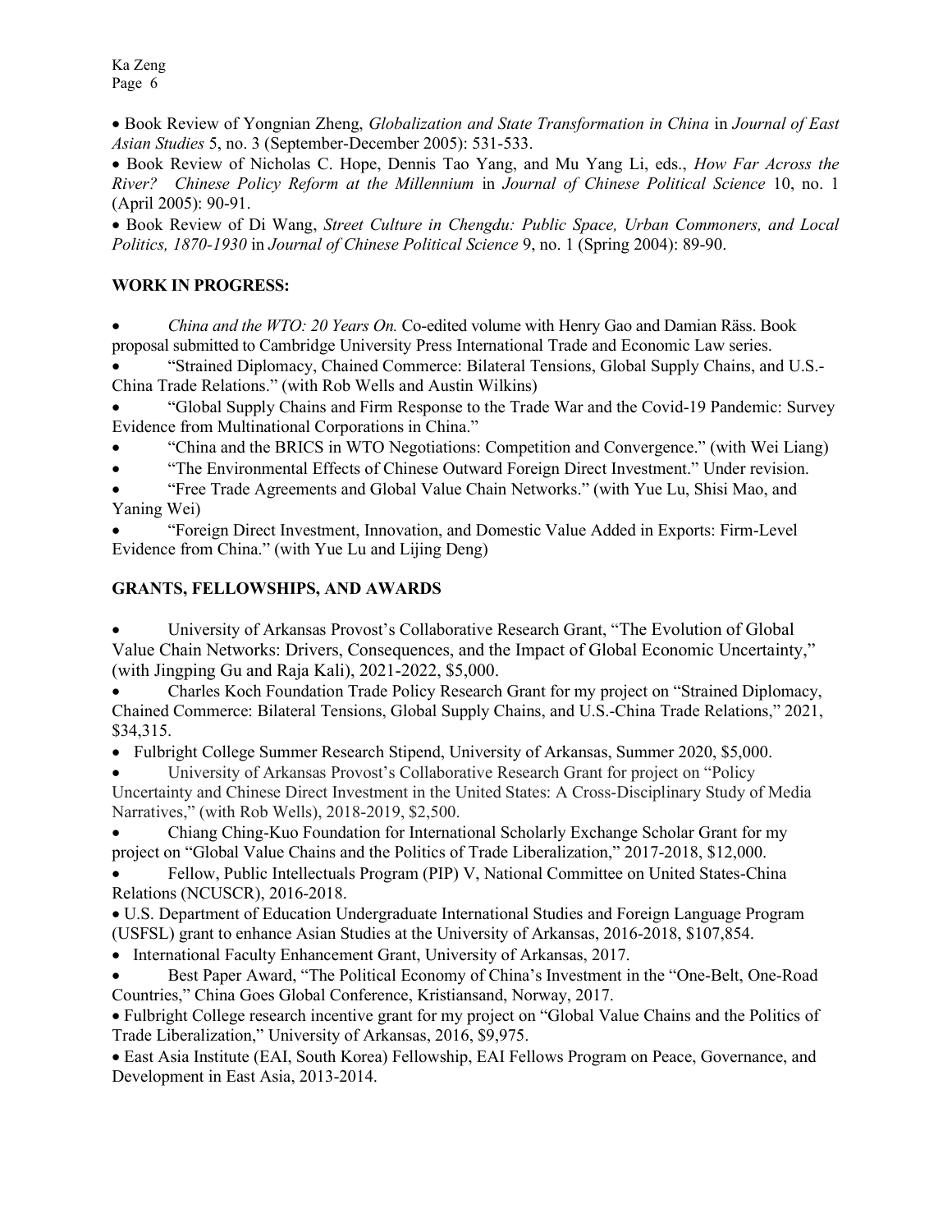- Book Review of Yongnian Zheng, *Globalization and State Transformation in China* in *Journal of East Asian Studies* 5, no. 3 (September-December 2005): 531-533.
- Book Review of Nicholas C. Hope, Dennis Tao Yang, and Mu Yang Li, eds., *How Far Across the River? Chinese Policy Reform at the Millennium* in *Journal of Chinese Political Science* 10, no. 1 (April 2005): 90-91.
- Book Review of Di Wang, *Street Culture in Chengdu: Public Space, Urban Commoners, and Local Politics, 1870-1930* in *Journal of Chinese Political Science* 9, no. 1 (Spring 2004): 89-90.

## WORK IN PROGRESS:

- *China and the WTO: 20 Years On.* Co-edited volume with Henry Gao and Damian Räss. Book proposal submitted to Cambridge University Press International Trade and Economic Law series.
- "Strained Diplomacy, Chained Commerce: Bilateral Tensions, Global Supply Chains, and U.S.-China Trade Relations." (with Rob Wells and Austin Wilkins)
- "Global Supply Chains and Firm Response to the Trade War and the Covid-19 Pandemic: Survey Evidence from Multinational Corporations in China."
- "China and the BRICS in WTO Negotiations: Competition and Convergence." (with Wei Liang)
- "The Environmental Effects of Chinese Outward Foreign Direct Investment." Under revision.
- "Free Trade Agreements and Global Value Chain Networks." (with Yue Lu, Shisi Mao, and Yaning Wei)
- "Foreign Direct Investment, Innovation, and Domestic Value Added in Exports: Firm-Level Evidence from China." (with Yue Lu and Lijing Deng)

## GRANTS, FELLOWSHIPS, AND AWARDS

- University of Arkansas Provost's Collaborative Research Grant, "The Evolution of Global Value Chain Networks: Drivers, Consequences, and the Impact of Global Economic Uncertainty," (with Jingping Gu and Raja Kali), 2021-2022, $5,000.
- Charles Koch Foundation Trade Policy Research Grant for my project on "Strained Diplomacy, Chained Commerce: Bilateral Tensions, Global Supply Chains, and U.S.-China Trade Relations," 2021, $34,315.
- Fulbright College Summer Research Stipend, University of Arkansas, Summer 2020, $5,000.
- University of Arkansas Provost's Collaborative Research Grant for project on "Policy Uncertainty and Chinese Direct Investment in the United States: A Cross-Disciplinary Study of Media Narratives," (with Rob Wells), 2018-2019, $2,500.
- Chiang Ching-Kuo Foundation for International Scholarly Exchange Scholar Grant for my project on "Global Value Chains and the Politics of Trade Liberalization," 2017-2018, $12,000.
- Fellow, Public Intellectuals Program (PIP) V, National Committee on United States-China Relations (NCUSCR), 2016-2018.
- U.S. Department of Education Undergraduate International Studies and Foreign Language Program (USFSL) grant to enhance Asian Studies at the University of Arkansas, 2016-2018, $107,854.
- International Faculty Enhancement Grant, University of Arkansas, 2017.
- Best Paper Award, "The Political Economy of China's Investment in the "One-Belt, One-Road Countries," China Goes Global Conference, Kristiansand, Norway, 2017.
- Fulbright College research incentive grant for my project on "Global Value Chains and the Politics of Trade Liberalization," University of Arkansas, 2016, $9,975.
- East Asia Institute (EAI, South Korea) Fellowship, EAI Fellows Program on Peace, Governance, and Development in East Asia, 2013-2014.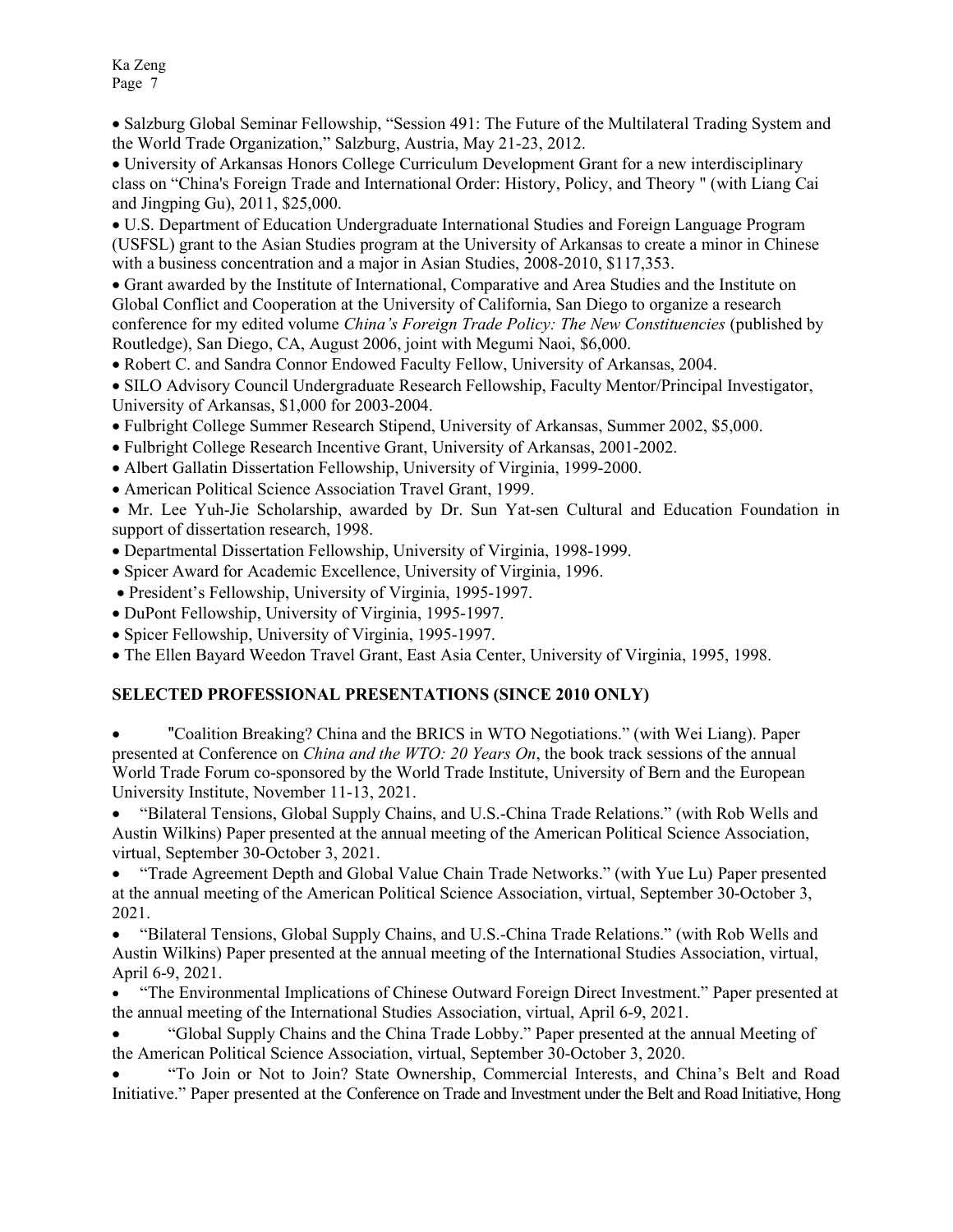- Salzburg Global Seminar Fellowship, "Session 491: The Future of the Multilateral Trading System and the World Trade Organization," Salzburg, Austria, May 21-23, 2012.
- University of Arkansas Honors College Curriculum Development Grant for a new interdisciplinary class on "China's Foreign Trade and International Order: History, Policy, and Theory " (with Liang Cai and Jingping Gu), 2011, $25,000.
- U.S. Department of Education Undergraduate International Studies and Foreign Language Program (USFSL) grant to the Asian Studies program at the University of Arkansas to create a minor in Chinese with a business concentration and a major in Asian Studies, 2008-2010, $117,353.
- Grant awarded by the Institute of International, Comparative and Area Studies and the Institute on Global Conflict and Cooperation at the University of California, San Diego to organize a research conference for my edited volume *China's Foreign Trade Policy: The New Constituencies* (published by Routledge), San Diego, CA, August 2006, joint with Megumi Naoi, $6,000.
- Robert C. and Sandra Connor Endowed Faculty Fellow, University of Arkansas, 2004.
- SILO Advisory Council Undergraduate Research Fellowship, Faculty Mentor/Principal Investigator, University of Arkansas, $1,000 for 2003-2004.
- Fulbright College Summer Research Stipend, University of Arkansas, Summer 2002, $5,000.
- Fulbright College Research Incentive Grant, University of Arkansas, 2001-2002.
- Albert Gallatin Dissertation Fellowship, University of Virginia, 1999-2000.
- American Political Science Association Travel Grant, 1999.
- Mr. Lee Yuh-Jie Scholarship, awarded by Dr. Sun Yat-sen Cultural and Education Foundation in support of dissertation research, 1998.
- Departmental Dissertation Fellowship, University of Virginia, 1998-1999.
- Spicer Award for Academic Excellence, University of Virginia, 1996.
- President's Fellowship, University of Virginia, 1995-1997.
- DuPont Fellowship, University of Virginia, 1995-1997.
- Spicer Fellowship, University of Virginia, 1995-1997.
- The Ellen Bayard Weedon Travel Grant, East Asia Center, University of Virginia, 1995, 1998.

## SELECTED PROFESSIONAL PRESENTATIONS (SINCE 2010 ONLY)

- "Coalition Breaking? China and the BRICS in WTO Negotiations." (with Wei Liang). Paper presented at Conference on *China and the WTO: 20 Years On*, the book track sessions of the annual World Trade Forum co-sponsored by the World Trade Institute, University of Bern and the European University Institute, November 11-13, 2021.
- "Bilateral Tensions, Global Supply Chains, and U.S.-China Trade Relations." (with Rob Wells and Austin Wilkins) Paper presented at the annual meeting of the American Political Science Association, virtual, September 30-October 3, 2021.
- "Trade Agreement Depth and Global Value Chain Trade Networks." (with Yue Lu) Paper presented at the annual meeting of the American Political Science Association, virtual, September 30-October 3, 2021.
- "Bilateral Tensions, Global Supply Chains, and U.S.-China Trade Relations." (with Rob Wells and Austin Wilkins) Paper presented at the annual meeting of the International Studies Association, virtual, April 6-9, 2021.
- "The Environmental Implications of Chinese Outward Foreign Direct Investment." Paper presented at the annual meeting of the International Studies Association, virtual, April 6-9, 2021.
- "Global Supply Chains and the China Trade Lobby." Paper presented at the annual Meeting of the American Political Science Association, virtual, September 30-October 3, 2020.
- "To Join or Not to Join? State Ownership, Commercial Interests, and China's Belt and Road Initiative." Paper presented at the Conference on Trade and Investment under the Belt and Road Initiative, Hong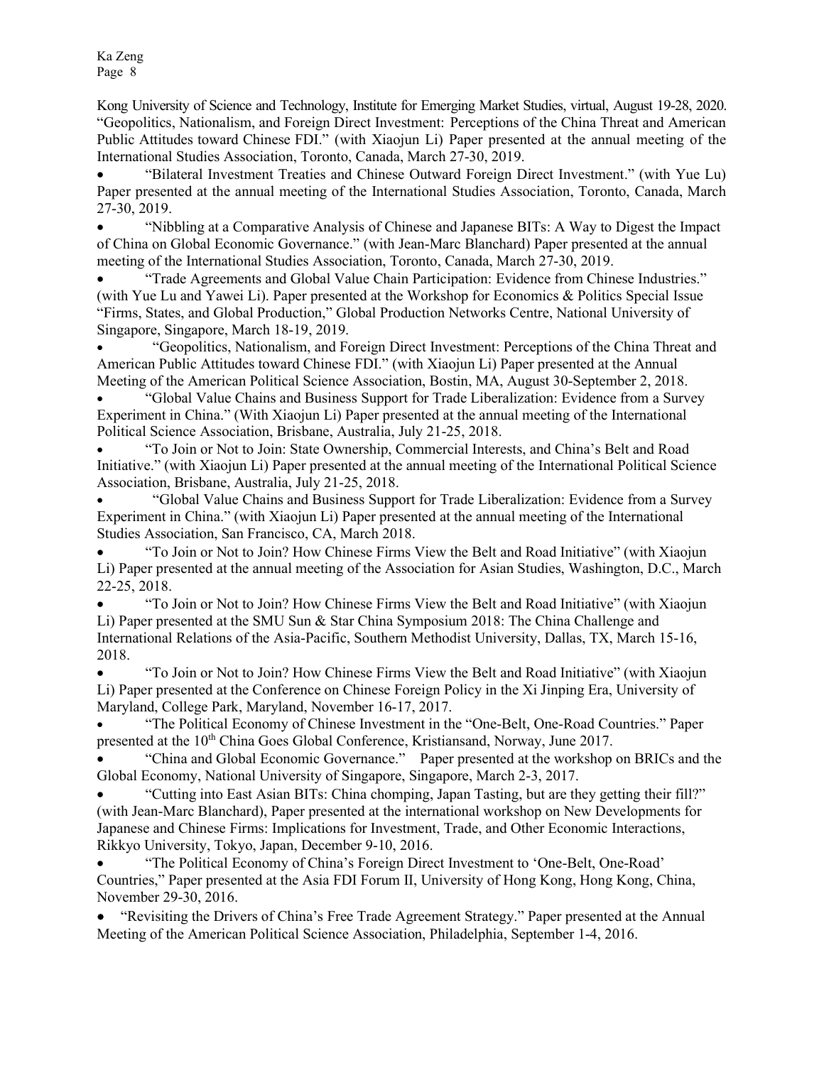Kong University of Science and Technology, Institute for Emerging Market Studies, virtual, August 19-28, 2020.
"Geopolitics, Nationalism, and Foreign Direct Investment: Perceptions of the China Threat and American Public Attitudes toward Chinese FDI." (with Xiaojun Li) Paper presented at the annual meeting of the International Studies Association, Toronto, Canada, March 27-30, 2019.

- "Bilateral Investment Treaties and Chinese Outward Foreign Direct Investment." (with Yue Lu) Paper presented at the annual meeting of the International Studies Association, Toronto, Canada, March 27-30, 2019.
- "Nibbling at a Comparative Analysis of Chinese and Japanese BITs: A Way to Digest the Impact of China on Global Economic Governance." (with Jean-Marc Blanchard) Paper presented at the annual meeting of the International Studies Association, Toronto, Canada, March 27-30, 2019.
- "Trade Agreements and Global Value Chain Participation: Evidence from Chinese Industries." (with Yue Lu and Yawei Li). Paper presented at the Workshop for Economics & Politics Special Issue "Firms, States, and Global Production," Global Production Networks Centre, National University of Singapore, Singapore, March 18-19, 2019.
- "Geopolitics, Nationalism, and Foreign Direct Investment: Perceptions of the China Threat and American Public Attitudes toward Chinese FDI." (with Xiaojun Li) Paper presented at the Annual Meeting of the American Political Science Association, Bostin, MA, August 30-September 2, 2018.
- "Global Value Chains and Business Support for Trade Liberalization: Evidence from a Survey Experiment in China." (With Xiaojun Li) Paper presented at the annual meeting of the International Political Science Association, Brisbane, Australia, July 21-25, 2018.
- "To Join or Not to Join: State Ownership, Commercial Interests, and China's Belt and Road Initiative." (with Xiaojun Li) Paper presented at the annual meeting of the International Political Science Association, Brisbane, Australia, July 21-25, 2018.
- "Global Value Chains and Business Support for Trade Liberalization: Evidence from a Survey Experiment in China." (with Xiaojun Li) Paper presented at the annual meeting of the International Studies Association, San Francisco, CA, March 2018.
- "To Join or Not to Join? How Chinese Firms View the Belt and Road Initiative" (with Xiaojun Li) Paper presented at the annual meeting of the Association for Asian Studies, Washington, D.C., March 22-25, 2018.
- "To Join or Not to Join? How Chinese Firms View the Belt and Road Initiative" (with Xiaojun Li) Paper presented at the SMU Sun & Star China Symposium 2018: The China Challenge and International Relations of the Asia-Pacific, Southern Methodist University, Dallas, TX, March 15-16, 2018.
- "To Join or Not to Join? How Chinese Firms View the Belt and Road Initiative" (with Xiaojun Li) Paper presented at the Conference on Chinese Foreign Policy in the Xi Jinping Era, University of Maryland, College Park, Maryland, November 16-17, 2017.
- "The Political Economy of Chinese Investment in the "One-Belt, One-Road Countries." Paper presented at the 10th China Goes Global Conference, Kristiansand, Norway, June 2017.
- "China and Global Economic Governance." Paper presented at the workshop on BRICs and the Global Economy, National University of Singapore, Singapore, March 2-3, 2017.
- "Cutting into East Asian BITs: China chomping, Japan Tasting, but are they getting their fill?" (with Jean-Marc Blanchard), Paper presented at the international workshop on New Developments for Japanese and Chinese Firms: Implications for Investment, Trade, and Other Economic Interactions, Rikkyo University, Tokyo, Japan, December 9-10, 2016.
- "The Political Economy of China's Foreign Direct Investment to 'One-Belt, One-Road' Countries," Paper presented at the Asia FDI Forum II, University of Hong Kong, Hong Kong, China, November 29-30, 2016.
- "Revisiting the Drivers of China's Free Trade Agreement Strategy." Paper presented at the Annual Meeting of the American Political Science Association, Philadelphia, September 1-4, 2016.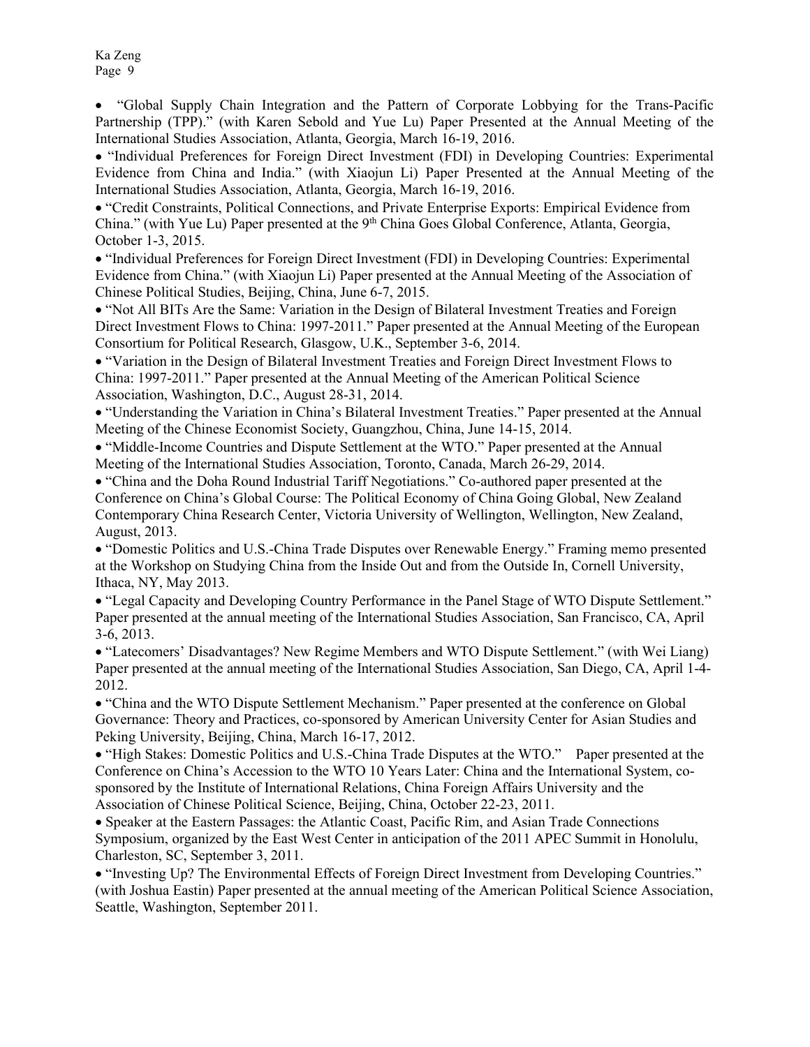- "Global Supply Chain Integration and the Pattern of Corporate Lobbying for the Trans-Pacific Partnership (TPP)." (with Karen Sebold and Yue Lu) Paper Presented at the Annual Meeting of the International Studies Association, Atlanta, Georgia, March 16-19, 2016.
- "Individual Preferences for Foreign Direct Investment (FDI) in Developing Countries: Experimental Evidence from China and India." (with Xiaojun Li) Paper Presented at the Annual Meeting of the International Studies Association, Atlanta, Georgia, March 16-19, 2016.
- "Credit Constraints, Political Connections, and Private Enterprise Exports: Empirical Evidence from China." (with Yue Lu) Paper presented at the 9th China Goes Global Conference, Atlanta, Georgia, October 1-3, 2015.
- "Individual Preferences for Foreign Direct Investment (FDI) in Developing Countries: Experimental Evidence from China." (with Xiaojun Li) Paper presented at the Annual Meeting of the Association of Chinese Political Studies, Beijing, China, June 6-7, 2015.
- "Not All BITs Are the Same: Variation in the Design of Bilateral Investment Treaties and Foreign Direct Investment Flows to China: 1997-2011." Paper presented at the Annual Meeting of the European Consortium for Political Research, Glasgow, U.K., September 3-6, 2014.
- "Variation in the Design of Bilateral Investment Treaties and Foreign Direct Investment Flows to China: 1997-2011." Paper presented at the Annual Meeting of the American Political Science Association, Washington, D.C., August 28-31, 2014.
- "Understanding the Variation in China's Bilateral Investment Treaties." Paper presented at the Annual Meeting of the Chinese Economist Society, Guangzhou, China, June 14-15, 2014.
- "Middle-Income Countries and Dispute Settlement at the WTO." Paper presented at the Annual Meeting of the International Studies Association, Toronto, Canada, March 26-29, 2014.
- "China and the Doha Round Industrial Tariff Negotiations." Co-authored paper presented at the Conference on China's Global Course: The Political Economy of China Going Global, New Zealand Contemporary China Research Center, Victoria University of Wellington, Wellington, New Zealand, August, 2013.
- "Domestic Politics and U.S.-China Trade Disputes over Renewable Energy." Framing memo presented at the Workshop on Studying China from the Inside Out and from the Outside In, Cornell University, Ithaca, NY, May 2013.
- "Legal Capacity and Developing Country Performance in the Panel Stage of WTO Dispute Settlement." Paper presented at the annual meeting of the International Studies Association, San Francisco, CA, April 3-6, 2013.
- "Latecomers' Disadvantages? New Regime Members and WTO Dispute Settlement." (with Wei Liang) Paper presented at the annual meeting of the International Studies Association, San Diego, CA, April 1-4-2012.
- "China and the WTO Dispute Settlement Mechanism." Paper presented at the conference on Global Governance: Theory and Practices, co-sponsored by American University Center for Asian Studies and Peking University, Beijing, China, March 16-17, 2012.
- "High Stakes: Domestic Politics and U.S.-China Trade Disputes at the WTO." Paper presented at the Conference on China's Accession to the WTO 10 Years Later: China and the International System, co-sponsored by the Institute of International Relations, China Foreign Affairs University and the Association of Chinese Political Science, Beijing, China, October 22-23, 2011.
- Speaker at the Eastern Passages: the Atlantic Coast, Pacific Rim, and Asian Trade Connections Symposium, organized by the East West Center in anticipation of the 2011 APEC Summit in Honolulu, Charleston, SC, September 3, 2011.
- "Investing Up? The Environmental Effects of Foreign Direct Investment from Developing Countries." (with Joshua Eastin) Paper presented at the annual meeting of the American Political Science Association, Seattle, Washington, September 2011.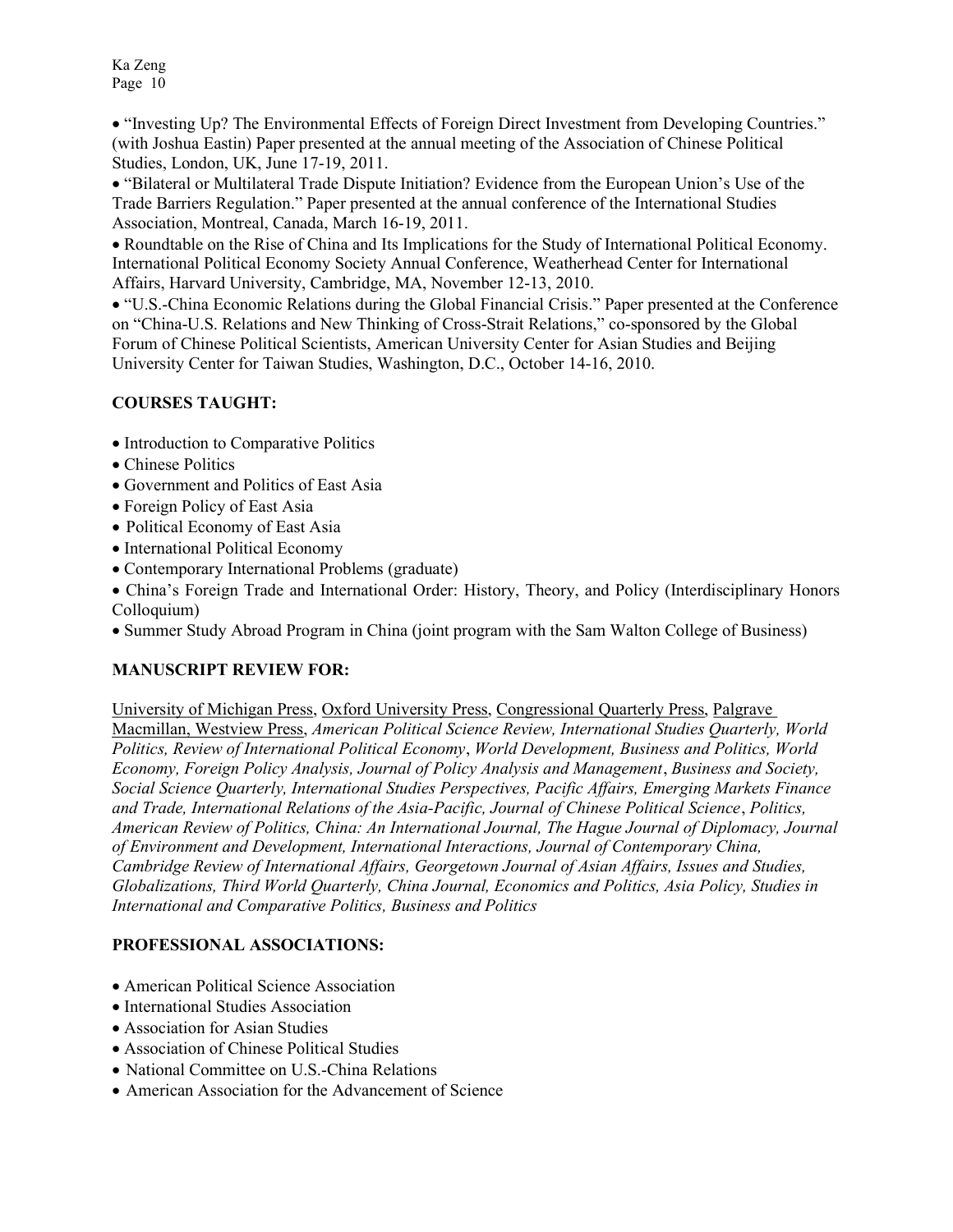- "Investing Up? The Environmental Effects of Foreign Direct Investment from Developing Countries." (with Joshua Eastin) Paper presented at the annual meeting of the Association of Chinese Political Studies, London, UK, June 17-19, 2011.
- "Bilateral or Multilateral Trade Dispute Initiation? Evidence from the European Union's Use of the Trade Barriers Regulation." Paper presented at the annual conference of the International Studies Association, Montreal, Canada, March 16-19, 2011.
- Roundtable on the Rise of China and Its Implications for the Study of International Political Economy. International Political Economy Society Annual Conference, Weatherhead Center for International Affairs, Harvard University, Cambridge, MA, November 12-13, 2010.
- "U.S.-China Economic Relations during the Global Financial Crisis." Paper presented at the Conference on "China-U.S. Relations and New Thinking of Cross-Strait Relations," co-sponsored by the Global Forum of Chinese Political Scientists, American University Center for Asian Studies and Beijing University Center for Taiwan Studies, Washington, D.C., October 14-16, 2010.

## COURSES TAUGHT:

- Introduction to Comparative Politics
- Chinese Politics
- Government and Politics of East Asia
- Foreign Policy of East Asia
- Political Economy of East Asia
- International Political Economy
- Contemporary International Problems (graduate)
- China's Foreign Trade and International Order: History, Theory, and Policy (Interdisciplinary Honors Colloquium)
- Summer Study Abroad Program in China (joint program with the Sam Walton College of Business)

## MANUSCRIPT REVIEW FOR:

University of Michigan Press, Oxford University Press, Congressional Quarterly Press, Palgrave Macmillan, Westview Press, *American Political Science Review, International Studies Quarterly, World Politics, Review of International Political Economy*, *World Development, Business and Politics, World Economy, Foreign Policy Analysis, Journal of Policy Analysis and Management*, *Business and Society, Social Science Quarterly, International Studies Perspectives, Pacific Affairs, Emerging Markets Finance and Trade, International Relations of the Asia-Pacific, Journal of Chinese Political Science*, *Politics, American Review of Politics, China: An International Journal, The Hague Journal of Diplomacy, Journal of Environment and Development, International Interactions, Journal of Contemporary China, Cambridge Review of International Affairs, Georgetown Journal of Asian Affairs, Issues and Studies, Globalizations, Third World Quarterly, China Journal, Economics and Politics, Asia Policy, Studies in International and Comparative Politics, Business and Politics*

## PROFESSIONAL ASSOCIATIONS:

- American Political Science Association
- International Studies Association
- Association for Asian Studies
- Association of Chinese Political Studies
- National Committee on U.S.-China Relations
- American Association for the Advancement of Science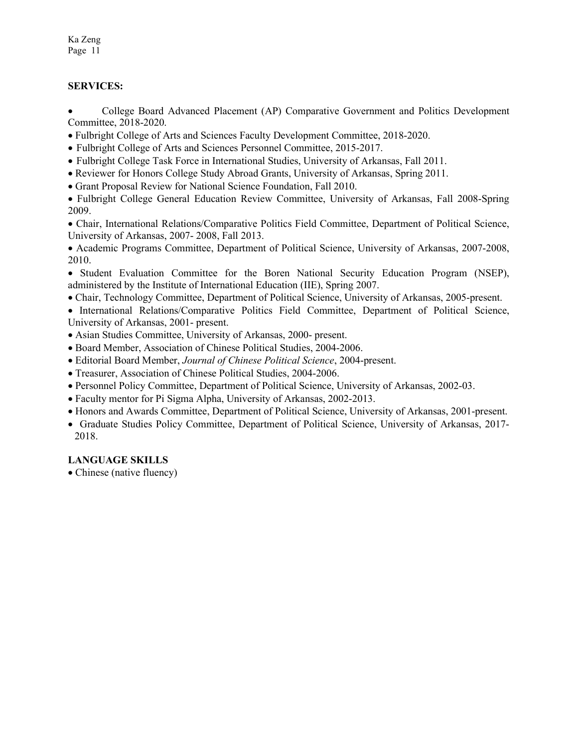## SERVICES:

- College Board Advanced Placement (AP) Comparative Government and Politics Development Committee, 2018-2020.
- Fulbright College of Arts and Sciences Faculty Development Committee, 2018-2020.
- Fulbright College of Arts and Sciences Personnel Committee, 2015-2017.
- Fulbright College Task Force in International Studies, University of Arkansas, Fall 2011.
- Reviewer for Honors College Study Abroad Grants, University of Arkansas, Spring 2011.
- Grant Proposal Review for National Science Foundation, Fall 2010.
- Fulbright College General Education Review Committee, University of Arkansas, Fall 2008-Spring 2009.
- Chair, International Relations/Comparative Politics Field Committee, Department of Political Science, University of Arkansas, 2007- 2008, Fall 2013.
- Academic Programs Committee, Department of Political Science, University of Arkansas, 2007-2008, 2010.
- Student Evaluation Committee for the Boren National Security Education Program (NSEP), administered by the Institute of International Education (IIE), Spring 2007.
- Chair, Technology Committee, Department of Political Science, University of Arkansas, 2005-present.
- International Relations/Comparative Politics Field Committee, Department of Political Science, University of Arkansas, 2001- present.
- Asian Studies Committee, University of Arkansas, 2000- present.
- Board Member, Association of Chinese Political Studies, 2004-2006.
- Editorial Board Member, *Journal of Chinese Political Science*, 2004-present.
- Treasurer, Association of Chinese Political Studies, 2004-2006.
- Personnel Policy Committee, Department of Political Science, University of Arkansas, 2002-03.
- Faculty mentor for Pi Sigma Alpha, University of Arkansas, 2002-2013.
- Honors and Awards Committee, Department of Political Science, University of Arkansas, 2001-present.
- Graduate Studies Policy Committee, Department of Political Science, University of Arkansas, 2017-2018.

## LANGUAGE SKILLS

- Chinese (native fluency)